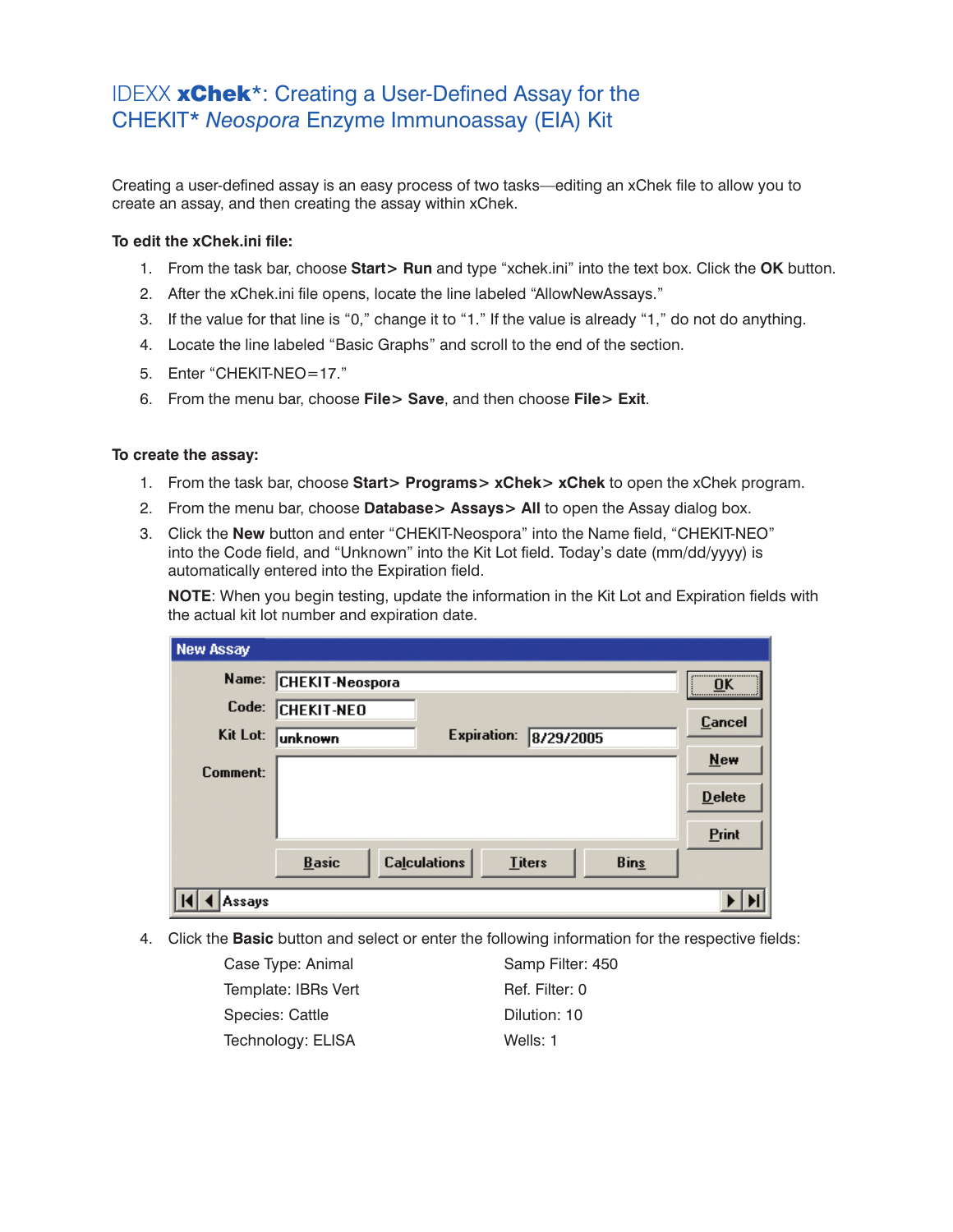# IDEXX **xChek***: Creating a User-Defined Assay for the CHEKIT* *Neospora* Enzyme Immunoassay (EIA) Kit

Creating a user-defined assay is an easy process of two tasks—editing an xChek file to allow you to create an assay, and then creating the assay within xChek.

**To edit the xChek.ini file:**

1. From the task bar, choose **Start> Run** and type "xchek.ini" into the text box. Click the **OK** button.
2. After the xChek.ini file opens, locate the line labeled "AllowNewAssays."
3. If the value for that line is "0," change it to "1." If the value is already "1," do not do anything.
4. Locate the line labeled "Basic Graphs" and scroll to the end of the section.
5. Enter "CHEKIT-NEO=17."
6. From the menu bar, choose **File> Save**, and then choose **File> Exit**.

**To create the assay:**

1. From the task bar, choose **Start> Programs> xChek> xChek** to open the xChek program.
2. From the menu bar, choose **Database> Assays> All** to open the Assay dialog box.
3. Click the **New** button and enter "CHEKIT-Neospora" into the Name field, "CHEKIT-NEO" into the Code field, and "Unknown" into the Kit Lot field. Today's date (mm/dd/yyyy) is automatically entered into the Expiration field.

   **NOTE**: When you begin testing, update the information in the Kit Lot and Expiration fields with the actual kit lot number and expiration date.

   New Assay

   Name: CHEKIT-Neospora
   Code: CHEKIT-NEO
   Kit Lot: unknown    Expiration: 8/29/2005
   Comment:

   OK | Cancel | New | Delete | Print
   Basic | Calculations | Titers | Bins
   Assays

4. Click the **Basic** button and select or enter the following information for the respective fields:

   Case Type: Animal
   Template: IBRs Vert
   Species: Cattle
   Technology: ELISA
   Samp Filter: 450
   Ref. Filter: 0
   Dilution: 10
   Wells: 1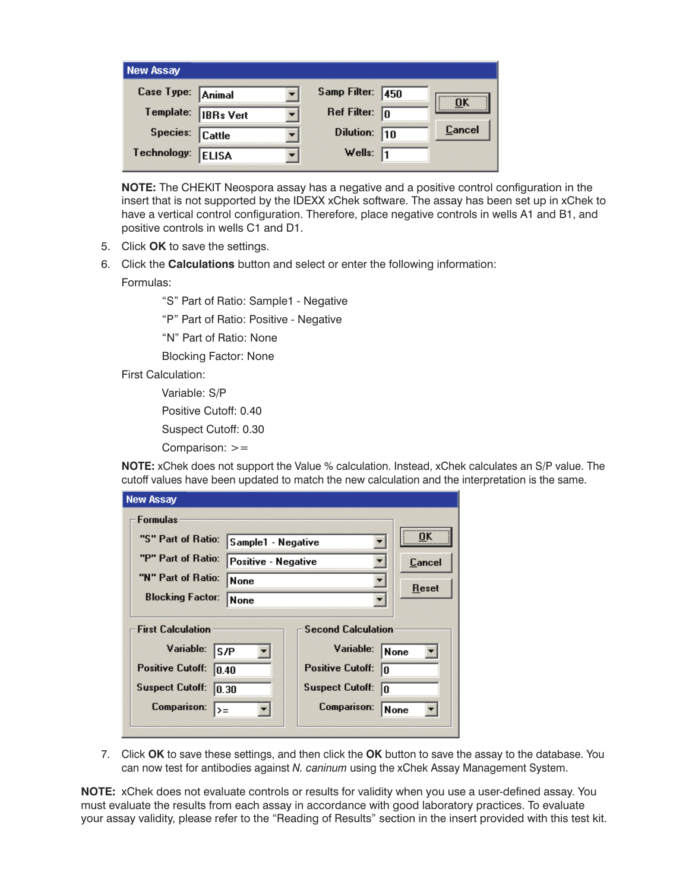**New Assay**

| Case Type: | Animal | Samp Filter: | 450 |
|---|---|---|---|
| Template: | IBRs Vert | Ref Filter: | 0 |
| Species: | Cattle | Dilution: | 10 |
| Technology: | ELISA | Wells: | 1 |

OK | Cancel

**NOTE:** The CHEKIT Neospora assay has a negative and a positive control configuration in the insert that is not supported by the IDEXX xChek software. The assay has been set up in xChek to have a vertical control configuration. Therefore, place negative controls in wells A1 and B1, and positive controls in wells C1 and D1.

5. Click **OK** to save the settings.
6. Click the **Calculations** button and select or enter the following information:

   Formulas:

   "S" Part of Ratio: Sample1 - Negative

   "P" Part of Ratio: Positive - Negative

   "N" Part of Ratio: None

   Blocking Factor: None

   First Calculation:

   Variable: S/P

   Positive Cutoff: 0.40

   Suspect Cutoff: 0.30

   Comparison: >=

   **NOTE:** xChek does not support the Value % calculation. Instead, xChek calculates an S/P value. The cutoff values have been updated to match the new calculation and the interpretation is the same.

**New Assay**

Formulas

| | |
|---|---|
| "S" Part of Ratio: | Sample1 - Negative |
| "P" Part of Ratio: | Positive - Negative |
| "N" Part of Ratio: | None |
| Blocking Factor: | None |

OK | Cancel | Reset

| First Calculation | | Second Calculation | |
|---|---|---|---|
| Variable: | S/P | Variable: | None |
| Positive Cutoff: | 0.40 | Positive Cutoff: | 0 |
| Suspect Cutoff: | 0.30 | Suspect Cutoff: | 0 |
| Comparison: | >= | Comparison: | None |

7. Click **OK** to save these settings, and then click the **OK** button to save the assay to the database. You can now test for antibodies against *N. caninum* using the xChek Assay Management System.

**NOTE:** xChek does not evaluate controls or results for validity when you use a user-defined assay. You must evaluate the results from each assay in accordance with good laboratory practices. To evaluate your assay validity, please refer to the "Reading of Results" section in the insert provided with this test kit.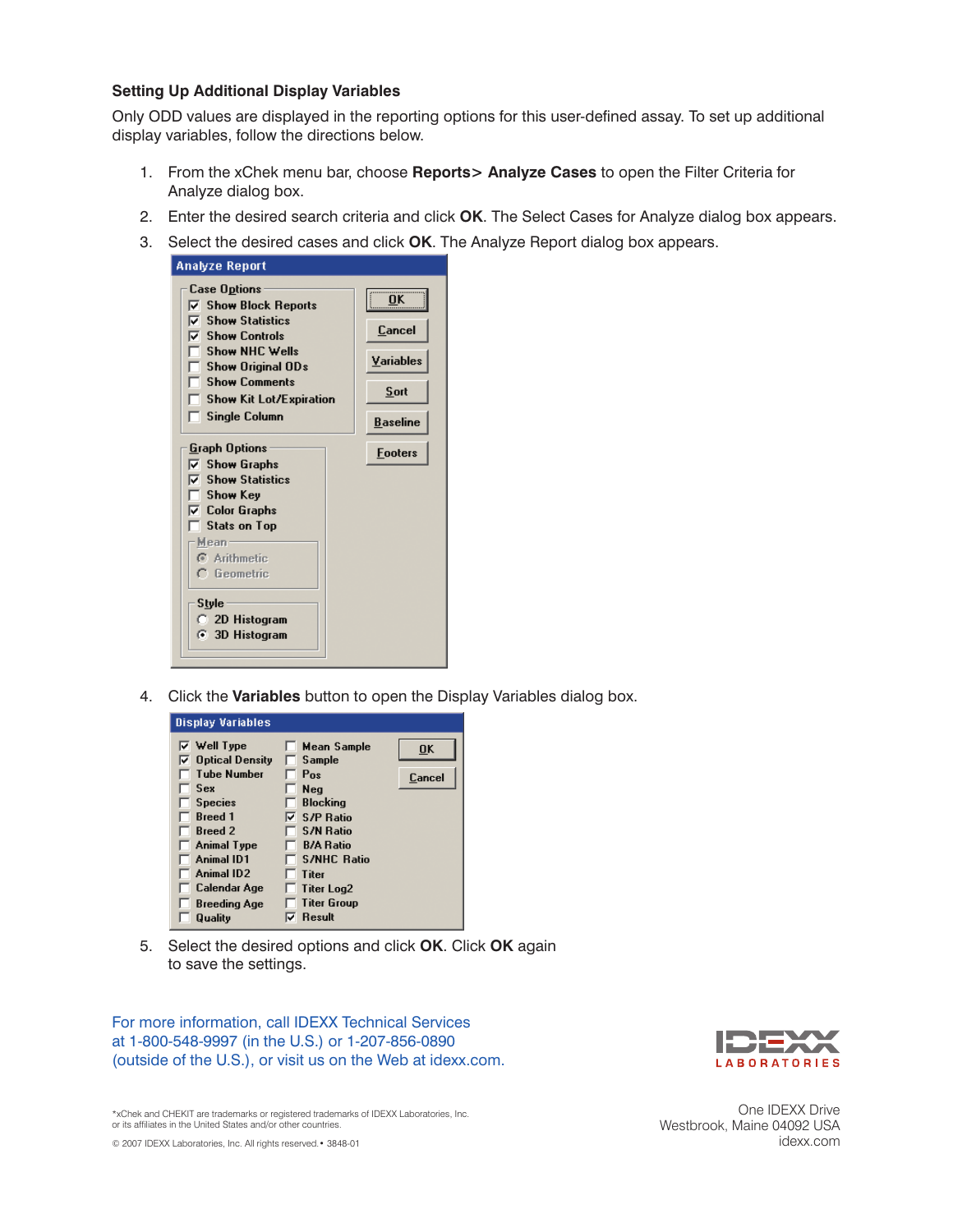### Setting Up Additional Display Variables

Only ODD values are displayed in the reporting options for this user-defined assay. To set up additional display variables, follow the directions below.

1. From the xChek menu bar, choose **Reports> Analyze Cases** to open the Filter Criteria for Analyze dialog box.
2. Enter the desired search criteria and click **OK**. The Select Cases for Analyze dialog box appears.
3. Select the desired cases and click **OK**. The Analyze Report dialog box appears.

Analyze Report

Case Options
- [x] Show Block Reports
- [x] Show Statistics
- [x] Show Controls
- [ ] Show NHC Wells
- [ ] Show Original ODs
- [ ] Show Comments
- [ ] Show Kit Lot/Expiration
- [ ] Single Column

Graph Options
- [x] Show Graphs
- [x] Show Statistics
- [ ] Show Key
- [x] Color Graphs
- [ ] Stats on Top

Mean
- (•) Arithmetic
- ( ) Geometric

Style
- ( ) 2D Histogram
- (•) 3D Histogram

OK | Cancel | Variables | Sort | Baseline | Footers

4. Click the **Variables** button to open the Display Variables dialog box.

Display Variables

- [x] Well Type
- [x] Optical Density
- [ ] Tube Number
- [ ] Sex
- [ ] Species
- [ ] Breed 1
- [ ] Breed 2
- [ ] Animal Type
- [ ] Animal ID1
- [ ] Animal ID2
- [ ] Calendar Age
- [ ] Breeding Age
- [ ] Quality
- [ ] Mean Sample
- [ ] Sample
- [ ] Pos
- [ ] Neg
- [ ] Blocking
- [x] S/P Ratio
- [ ] S/N Ratio
- [ ] B/A Ratio
- [ ] S/NHC Ratio
- [ ] Titer
- [ ] Titer Log2
- [ ] Titer Group
- [x] Result

OK | Cancel

5. Select the desired options and click **OK**. Click **OK** again to save the settings.

For more information, call IDEXX Technical Services at 1-800-548-9997 (in the U.S.) or 1-207-856-0890 (outside of the U.S.), or visit us on the Web at idexx.com.

IDEXX LABORATORIES

*xChek and CHEKIT are trademarks or registered trademarks of IDEXX Laboratories, Inc. or its affiliates in the United States and/or other countries.

© 2007 IDEXX Laboratories, Inc. All rights reserved. • 3848-01

One IDEXX Drive
Westbrook, Maine 04092 USA
idexx.com